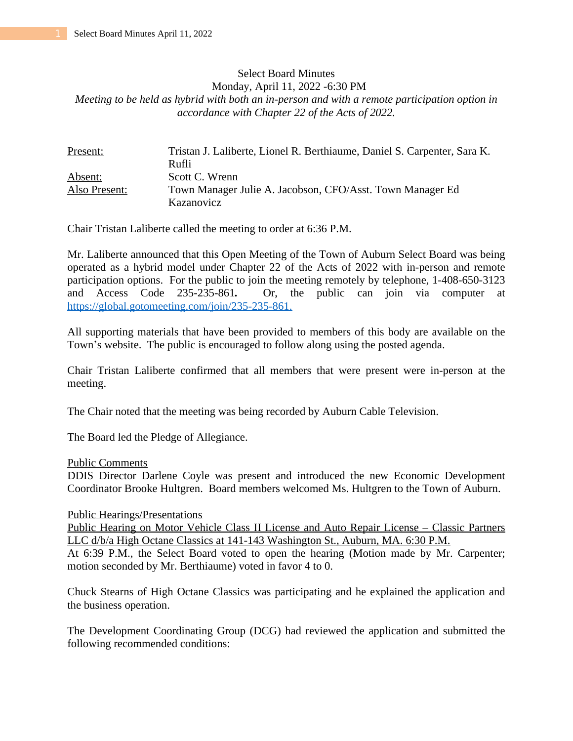Select Board Minutes
Monday, April 11, 2022 -6:30 PM
*Meeting to be held as hybrid with both an in-person and with a remote participation option in accordance with Chapter 22 of the Acts of 2022.*

| | |
|---|---|
| Present: | Tristan J. Laliberte, Lionel R. Berthiaume, Daniel S. Carpenter, Sara K. Rufli |
| Absent: | Scott C. Wrenn |
| Also Present: | Town Manager Julie A. Jacobson, CFO/Asst. Town Manager Ed Kazanovicz |

Chair Tristan Laliberte called the meeting to order at 6:36 P.M.

Mr. Laliberte announced that this Open Meeting of the Town of Auburn Select Board was being operated as a hybrid model under Chapter 22 of the Acts of 2022 with in-person and remote participation options. For the public to join the meeting remotely by telephone, 1-408-650-3123 and Access Code 235-235-861**.** Or, the public can join via computer at https://global.gotomeeting.com/join/235-235-861.

All supporting materials that have been provided to members of this body are available on the Town's website. The public is encouraged to follow along using the posted agenda.

Chair Tristan Laliberte confirmed that all members that were present were in-person at the meeting.

The Chair noted that the meeting was being recorded by Auburn Cable Television.

The Board led the Pledge of Allegiance.

Public Comments
DDIS Director Darlene Coyle was present and introduced the new Economic Development Coordinator Brooke Hultgren. Board members welcomed Ms. Hultgren to the Town of Auburn.

Public Hearings/Presentations
Public Hearing on Motor Vehicle Class II License and Auto Repair License – Classic Partners LLC d/b/a High Octane Classics at 141-143 Washington St., Auburn, MA. 6:30 P.M.
At 6:39 P.M., the Select Board voted to open the hearing (Motion made by Mr. Carpenter; motion seconded by Mr. Berthiaume) voted in favor 4 to 0.

Chuck Stearns of High Octane Classics was participating and he explained the application and the business operation.

The Development Coordinating Group (DCG) had reviewed the application and submitted the following recommended conditions: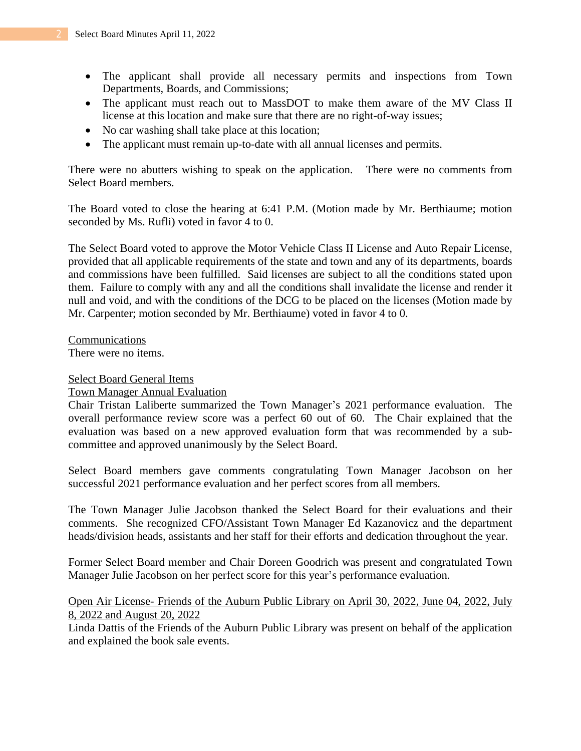- The applicant shall provide all necessary permits and inspections from Town Departments, Boards, and Commissions;
- The applicant must reach out to MassDOT to make them aware of the MV Class II license at this location and make sure that there are no right-of-way issues;
- No car washing shall take place at this location;
- The applicant must remain up-to-date with all annual licenses and permits.

There were no abutters wishing to speak on the application. There were no comments from Select Board members.

The Board voted to close the hearing at 6:41 P.M. (Motion made by Mr. Berthiaume; motion seconded by Ms. Rufli) voted in favor 4 to 0.

The Select Board voted to approve the Motor Vehicle Class II License and Auto Repair License, provided that all applicable requirements of the state and town and any of its departments, boards and commissions have been fulfilled. Said licenses are subject to all the conditions stated upon them. Failure to comply with any and all the conditions shall invalidate the license and render it null and void, and with the conditions of the DCG to be placed on the licenses (Motion made by Mr. Carpenter; motion seconded by Mr. Berthiaume) voted in favor 4 to 0.

<u>Communications</u>
There were no items.

<u>Select Board General Items</u>
<u>Town Manager Annual Evaluation</u>
Chair Tristan Laliberte summarized the Town Manager's 2021 performance evaluation. The overall performance review score was a perfect 60 out of 60. The Chair explained that the evaluation was based on a new approved evaluation form that was recommended by a sub-committee and approved unanimously by the Select Board.

Select Board members gave comments congratulating Town Manager Jacobson on her successful 2021 performance evaluation and her perfect scores from all members.

The Town Manager Julie Jacobson thanked the Select Board for their evaluations and their comments. She recognized CFO/Assistant Town Manager Ed Kazanovicz and the department heads/division heads, assistants and her staff for their efforts and dedication throughout the year.

Former Select Board member and Chair Doreen Goodrich was present and congratulated Town Manager Julie Jacobson on her perfect score for this year's performance evaluation.

<u>Open Air License- Friends of the Auburn Public Library on April 30, 2022, June 04, 2022, July 8, 2022 and August 20, 2022</u>
Linda Dattis of the Friends of the Auburn Public Library was present on behalf of the application and explained the book sale events.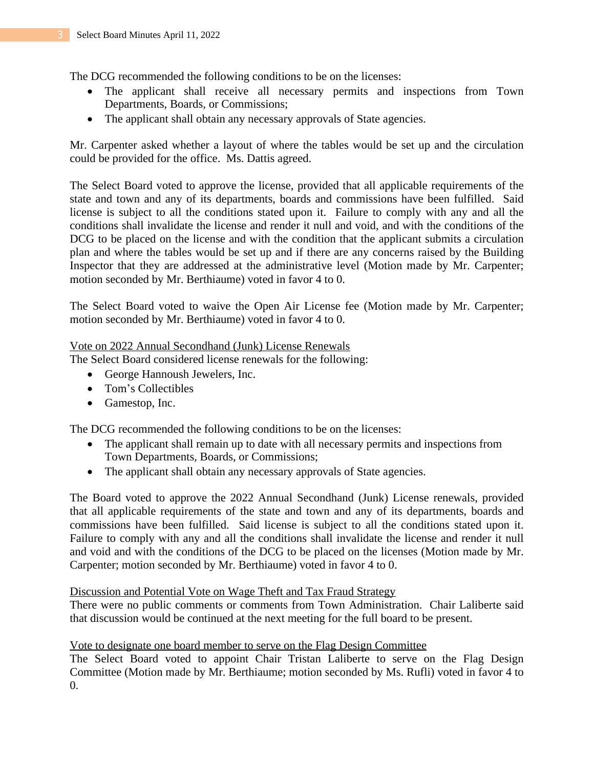The DCG recommended the following conditions to be on the licenses:

- The applicant shall receive all necessary permits and inspections from Town Departments, Boards, or Commissions;
- The applicant shall obtain any necessary approvals of State agencies.

Mr. Carpenter asked whether a layout of where the tables would be set up and the circulation could be provided for the office. Ms. Dattis agreed.

The Select Board voted to approve the license, provided that all applicable requirements of the state and town and any of its departments, boards and commissions have been fulfilled. Said license is subject to all the conditions stated upon it. Failure to comply with any and all the conditions shall invalidate the license and render it null and void, and with the conditions of the DCG to be placed on the license and with the condition that the applicant submits a circulation plan and where the tables would be set up and if there are any concerns raised by the Building Inspector that they are addressed at the administrative level (Motion made by Mr. Carpenter; motion seconded by Mr. Berthiaume) voted in favor 4 to 0.

The Select Board voted to waive the Open Air License fee (Motion made by Mr. Carpenter; motion seconded by Mr. Berthiaume) voted in favor 4 to 0.

<u>Vote on 2022 Annual Secondhand (Junk) License Renewals</u>

The Select Board considered license renewals for the following:

- George Hannoush Jewelers, Inc.
- Tom's Collectibles
- Gamestop, Inc.

The DCG recommended the following conditions to be on the licenses:

- The applicant shall remain up to date with all necessary permits and inspections from Town Departments, Boards, or Commissions;
- The applicant shall obtain any necessary approvals of State agencies.

The Board voted to approve the 2022 Annual Secondhand (Junk) License renewals, provided that all applicable requirements of the state and town and any of its departments, boards and commissions have been fulfilled. Said license is subject to all the conditions stated upon it. Failure to comply with any and all the conditions shall invalidate the license and render it null and void and with the conditions of the DCG to be placed on the licenses (Motion made by Mr. Carpenter; motion seconded by Mr. Berthiaume) voted in favor 4 to 0.

<u>Discussion and Potential Vote on Wage Theft and Tax Fraud Strategy</u>

There were no public comments or comments from Town Administration. Chair Laliberte said that discussion would be continued at the next meeting for the full board to be present.

<u>Vote to designate one board member to serve on the Flag Design Committee</u>

The Select Board voted to appoint Chair Tristan Laliberte to serve on the Flag Design Committee (Motion made by Mr. Berthiaume; motion seconded by Ms. Rufli) voted in favor 4 to 0.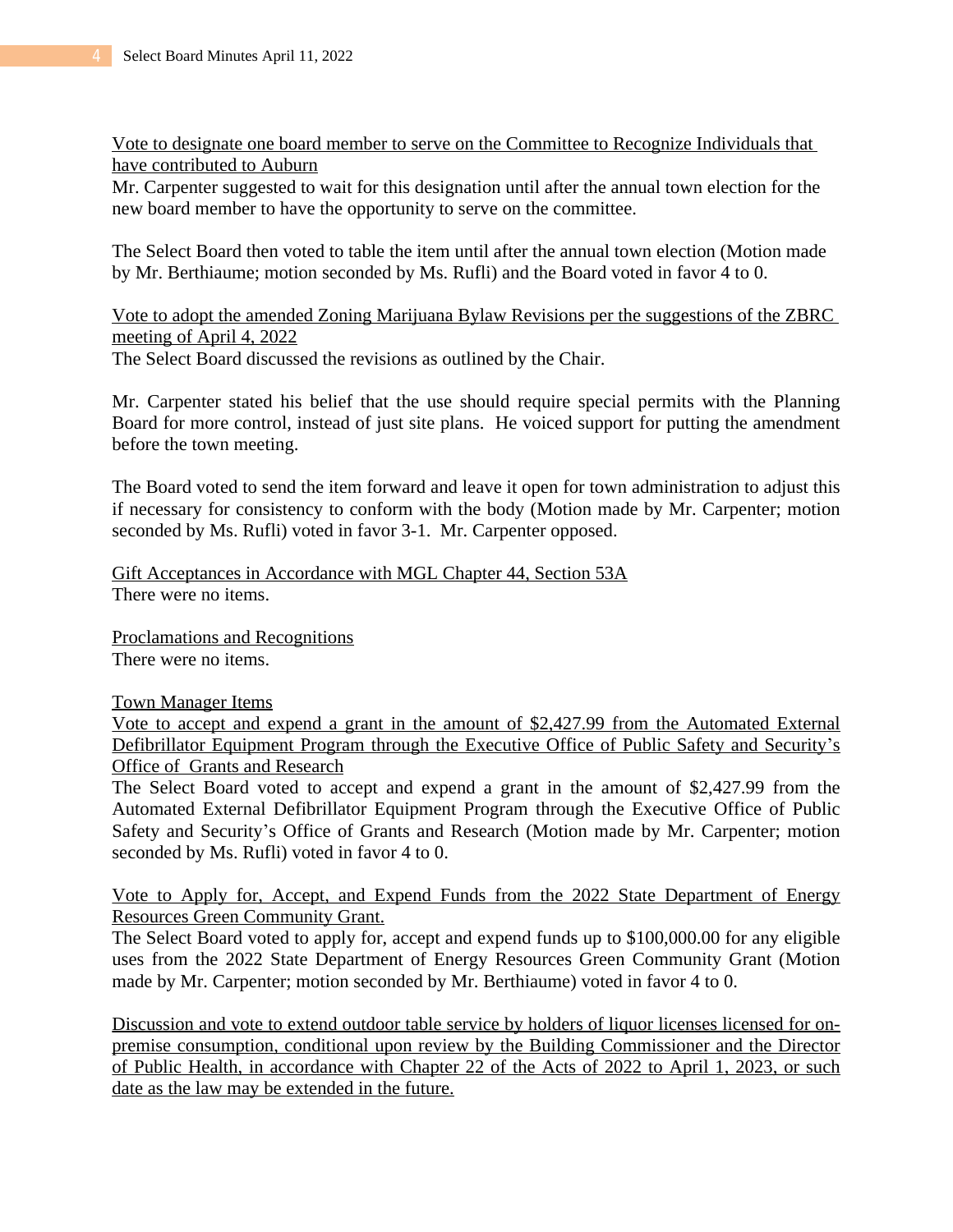Vote to designate one board member to serve on the Committee to Recognize Individuals that have contributed to Auburn

Mr. Carpenter suggested to wait for this designation until after the annual town election for the new board member to have the opportunity to serve on the committee.

The Select Board then voted to table the item until after the annual town election (Motion made by Mr. Berthiaume; motion seconded by Ms. Rufli) and the Board voted in favor 4 to 0.

Vote to adopt the amended Zoning Marijuana Bylaw Revisions per the suggestions of the ZBRC meeting of April 4, 2022

The Select Board discussed the revisions as outlined by the Chair.

Mr. Carpenter stated his belief that the use should require special permits with the Planning Board for more control, instead of just site plans. He voiced support for putting the amendment before the town meeting.

The Board voted to send the item forward and leave it open for town administration to adjust this if necessary for consistency to conform with the body (Motion made by Mr. Carpenter; motion seconded by Ms. Rufli) voted in favor 3-1. Mr. Carpenter opposed.

Gift Acceptances in Accordance with MGL Chapter 44, Section 53A

There were no items.

Proclamations and Recognitions

There were no items.

Town Manager Items

Vote to accept and expend a grant in the amount of $2,427.99 from the Automated External Defibrillator Equipment Program through the Executive Office of Public Safety and Security's Office of Grants and Research

The Select Board voted to accept and expend a grant in the amount of $2,427.99 from the Automated External Defibrillator Equipment Program through the Executive Office of Public Safety and Security's Office of Grants and Research (Motion made by Mr. Carpenter; motion seconded by Ms. Rufli) voted in favor 4 to 0.

Vote to Apply for, Accept, and Expend Funds from the 2022 State Department of Energy Resources Green Community Grant.

The Select Board voted to apply for, accept and expend funds up to $100,000.00 for any eligible uses from the 2022 State Department of Energy Resources Green Community Grant (Motion made by Mr. Carpenter; motion seconded by Mr. Berthiaume) voted in favor 4 to 0.

Discussion and vote to extend outdoor table service by holders of liquor licenses licensed for on-premise consumption, conditional upon review by the Building Commissioner and the Director of Public Health, in accordance with Chapter 22 of the Acts of 2022 to April 1, 2023, or such date as the law may be extended in the future.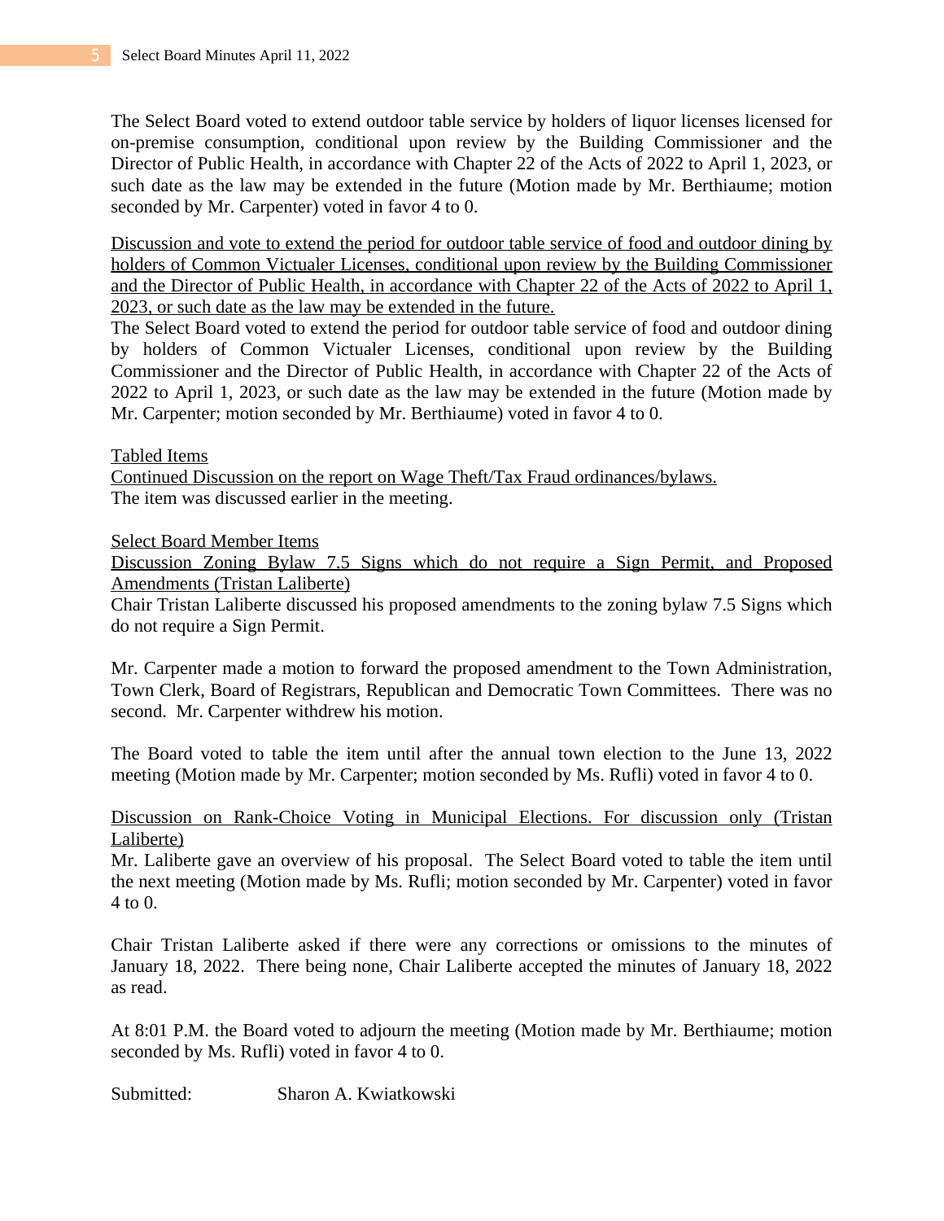The Select Board voted to extend outdoor table service by holders of liquor licenses licensed for on-premise consumption, conditional upon review by the Building Commissioner and the Director of Public Health, in accordance with Chapter 22 of the Acts of 2022 to April 1, 2023, or such date as the law may be extended in the future (Motion made by Mr. Berthiaume; motion seconded by Mr. Carpenter) voted in favor 4 to 0.

<u>Discussion and vote to extend the period for outdoor table service of food and outdoor dining by holders of Common Victualer Licenses, conditional upon review by the Building Commissioner and the Director of Public Health, in accordance with Chapter 22 of the Acts of 2022 to April 1, 2023, or such date as the law may be extended in the future.</u>
The Select Board voted to extend the period for outdoor table service of food and outdoor dining by holders of Common Victualer Licenses, conditional upon review by the Building Commissioner and the Director of Public Health, in accordance with Chapter 22 of the Acts of 2022 to April 1, 2023, or such date as the law may be extended in the future (Motion made by Mr. Carpenter; motion seconded by Mr. Berthiaume) voted in favor 4 to 0.

<u>Tabled Items</u>
<u>Continued Discussion on the report on Wage Theft/Tax Fraud ordinances/bylaws.</u>
The item was discussed earlier in the meeting.

<u>Select Board Member Items</u>
<u>Discussion Zoning Bylaw 7.5 Signs which do not require a Sign Permit, and Proposed Amendments (Tristan Laliberte)</u>
Chair Tristan Laliberte discussed his proposed amendments to the zoning bylaw 7.5 Signs which do not require a Sign Permit.

Mr. Carpenter made a motion to forward the proposed amendment to the Town Administration, Town Clerk, Board of Registrars, Republican and Democratic Town Committees. There was no second. Mr. Carpenter withdrew his motion.

The Board voted to table the item until after the annual town election to the June 13, 2022 meeting (Motion made by Mr. Carpenter; motion seconded by Ms. Rufli) voted in favor 4 to 0.

<u>Discussion on Rank-Choice Voting in Municipal Elections. For discussion only (Tristan Laliberte)</u>
Mr. Laliberte gave an overview of his proposal. The Select Board voted to table the item until the next meeting (Motion made by Ms. Rufli; motion seconded by Mr. Carpenter) voted in favor 4 to 0.

Chair Tristan Laliberte asked if there were any corrections or omissions to the minutes of January 18, 2022. There being none, Chair Laliberte accepted the minutes of January 18, 2022 as read.

At 8:01 P.M. the Board voted to adjourn the meeting (Motion made by Mr. Berthiaume; motion seconded by Ms. Rufli) voted in favor 4 to 0.

Submitted: Sharon A. Kwiatkowski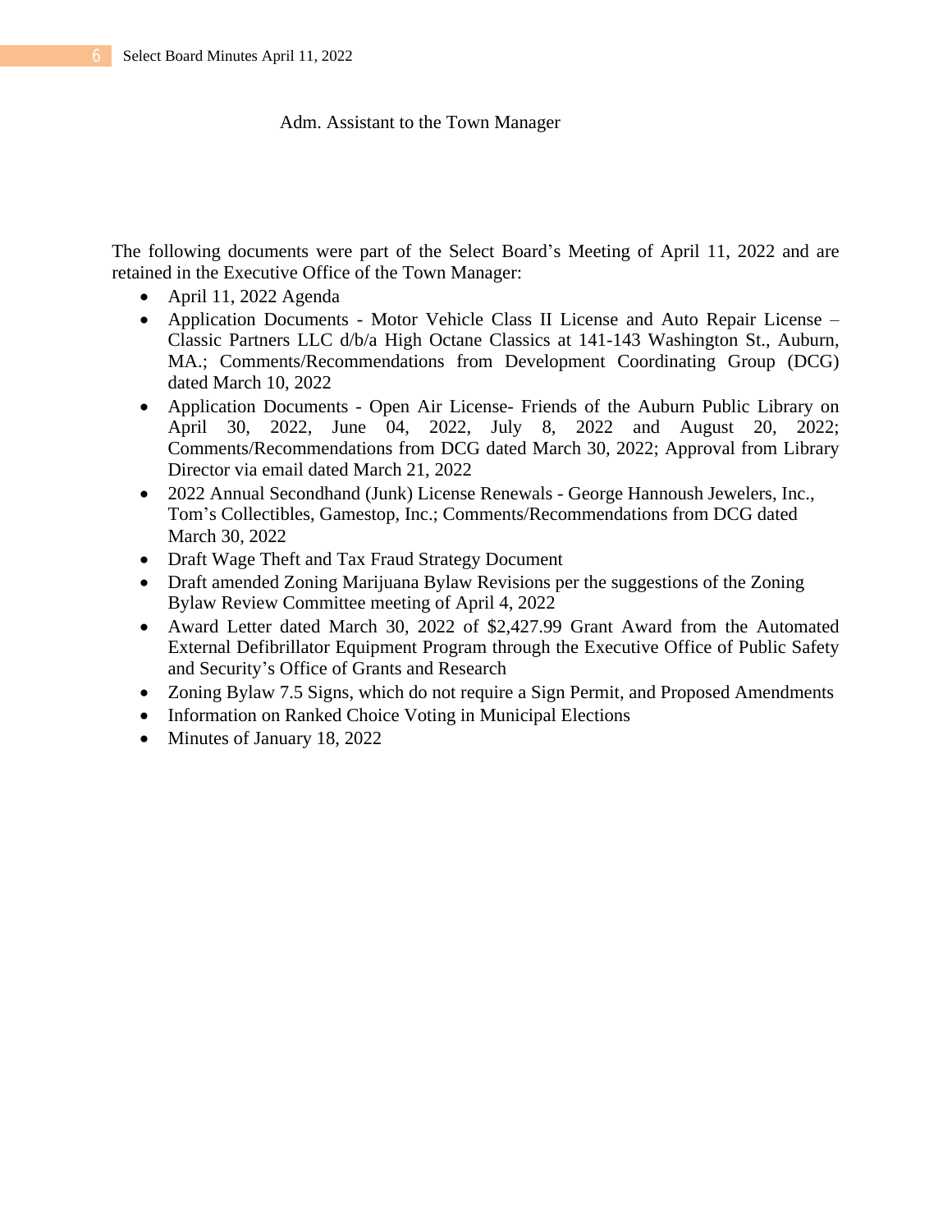Adm. Assistant to the Town Manager

The following documents were part of the Select Board's Meeting of April 11, 2022 and are retained in the Executive Office of the Town Manager:

- April 11, 2022 Agenda
- Application Documents - Motor Vehicle Class II License and Auto Repair License – Classic Partners LLC d/b/a High Octane Classics at 141-143 Washington St., Auburn, MA.; Comments/Recommendations from Development Coordinating Group (DCG) dated March 10, 2022
- Application Documents - Open Air License- Friends of the Auburn Public Library on April 30, 2022, June 04, 2022, July 8, 2022 and August 20, 2022; Comments/Recommendations from DCG dated March 30, 2022; Approval from Library Director via email dated March 21, 2022
- 2022 Annual Secondhand (Junk) License Renewals - George Hannoush Jewelers, Inc., Tom's Collectibles, Gamestop, Inc.; Comments/Recommendations from DCG dated March 30, 2022
- Draft Wage Theft and Tax Fraud Strategy Document
- Draft amended Zoning Marijuana Bylaw Revisions per the suggestions of the Zoning Bylaw Review Committee meeting of April 4, 2022
- Award Letter dated March 30, 2022 of $2,427.99 Grant Award from the Automated External Defibrillator Equipment Program through the Executive Office of Public Safety and Security's Office of Grants and Research
- Zoning Bylaw 7.5 Signs, which do not require a Sign Permit, and Proposed Amendments
- Information on Ranked Choice Voting in Municipal Elections
- Minutes of January 18, 2022